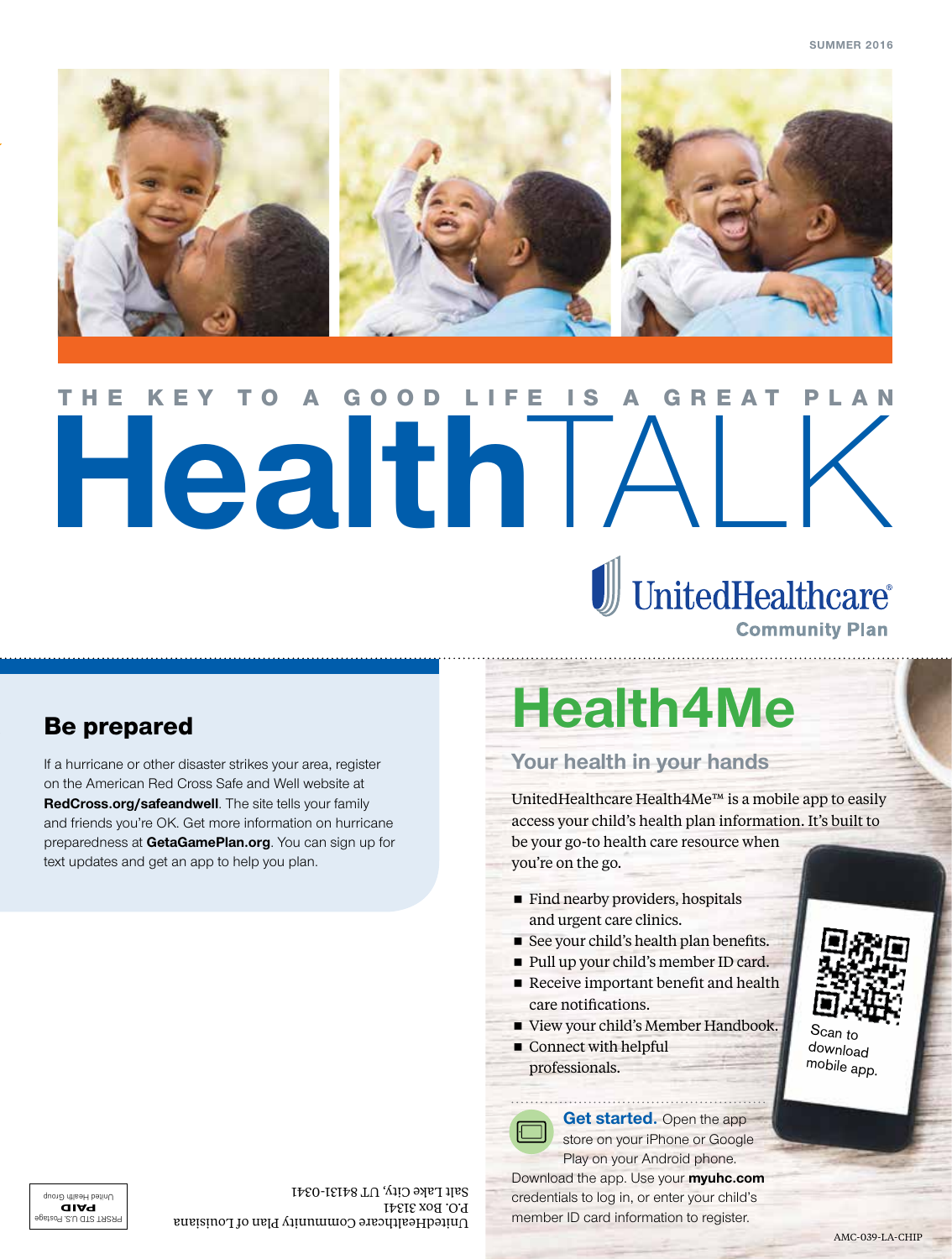SUMMER 2016

THE KEY TO A GOOD LIFE IS A GREAT PLAN

# HealthTALK

UnitedHealthcare®
Community Plan

## Be prepared

If a hurricane or other disaster strikes your area, register on the American Red Cross Safe and Well website at **RedCross.org/safeandwell**. The site tells your family and friends you're OK. Get more information on hurricane preparedness at **GetaGamePlan.org**. You can sign up for text updates and get an app to help you plan.

# Health4Me

### Your health in your hands

UnitedHealthcare Health4Me™ is a mobile app to easily access your child's health plan information. It's built to be your go-to health care resource when you're on the go.

- Find nearby providers, hospitals and urgent care clinics.
- See your child's health plan benefits.
- Pull up your child's member ID card.
- Receive important benefit and health care notifications.
- View your child's Member Handbook.
- Connect with helpful professionals.

Scan to download mobile app.

**Get started.** Open the app store on your iPhone or Google Play on your Android phone. Download the app. Use your **myuhc.com** credentials to log in, or enter your child's member ID card information to register.

UnitedHealthcare Community Plan of Louisiana
P.O. Box 31341
Salt Lake City, UT 84131-0341

PRSRT STD U.S. Postage
**PAID**
United Health Group

AMC-039-LA-CHIP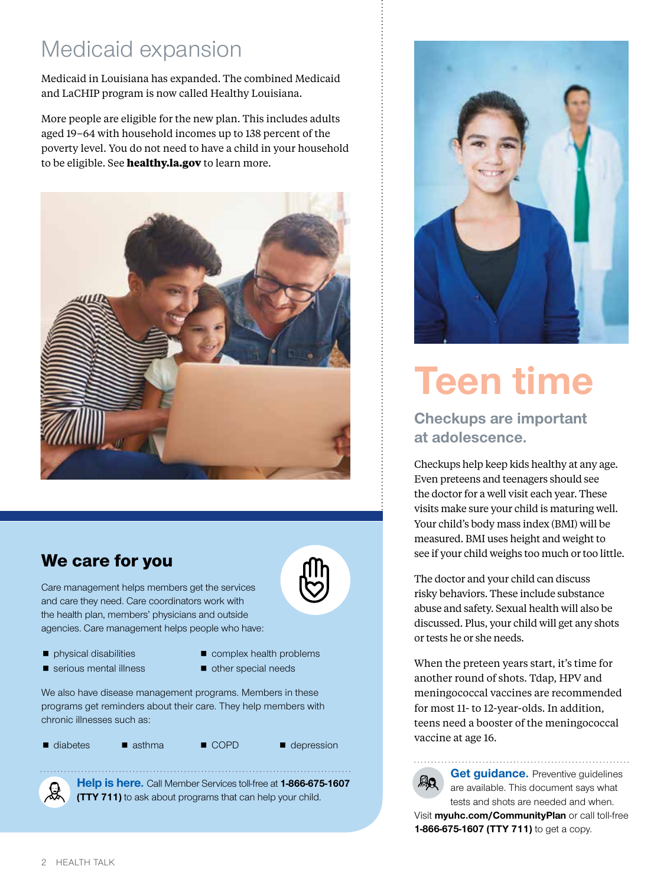# Medicaid expansion

Medicaid in Louisiana has expanded. The combined Medicaid and LaCHIP program is now called Healthy Louisiana.

More people are eligible for the new plan. This includes adults aged 19–64 with household incomes up to 138 percent of the poverty level. You do not need to have a child in your household to be eligible. See **healthy.la.gov** to learn more.

## We care for you

Care management helps members get the services and care they need. Care coordinators work with the health plan, members' physicians and outside agencies. Care management helps people who have:

- physical disabilities
- serious mental illness
- complex health problems
- other special needs

We also have disease management programs. Members in these programs get reminders about their care. They help members with chronic illnesses such as:

- diabetes
- asthma
- COPD
- depression

**Help is here.** Call Member Services toll-free at **1-866-675-1607 (TTY 711)** to ask about programs that can help your child.

# Teen time

## Checkups are important at adolescence.

Checkups help keep kids healthy at any age. Even preteens and teenagers should see the doctor for a well visit each year. These visits make sure your child is maturing well. Your child's body mass index (BMI) will be measured. BMI uses height and weight to see if your child weighs too much or too little.

The doctor and your child can discuss risky behaviors. These include substance abuse and safety. Sexual health will also be discussed. Plus, your child will get any shots or tests he or she needs.

When the preteen years start, it's time for another round of shots. Tdap, HPV and meningococcal vaccines are recommended for most 11- to 12-year-olds. In addition, teens need a booster of the meningococcal vaccine at age 16.

**Get guidance.** Preventive guidelines are available. This document says what tests and shots are needed and when. Visit **myuhc.com/CommunityPlan** or call toll-free **1-866-675-1607 (TTY 711)** to get a copy.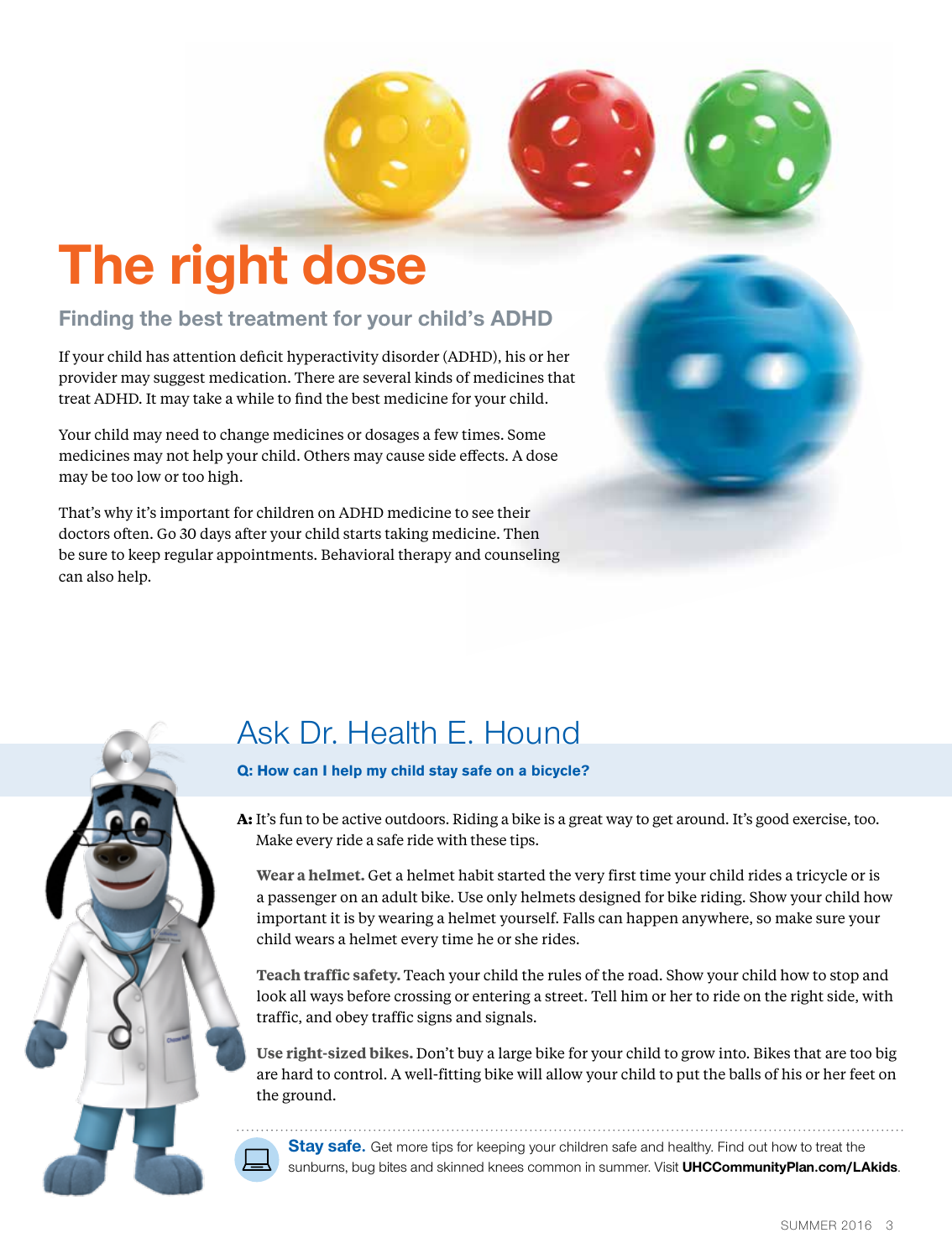# The right dose

## Finding the best treatment for your child's ADHD

If your child has attention deficit hyperactivity disorder (ADHD), his or her provider may suggest medication. There are several kinds of medicines that treat ADHD. It may take a while to find the best medicine for your child.

Your child may need to change medicines or dosages a few times. Some medicines may not help your child. Others may cause side effects. A dose may be too low or too high.

That's why it's important for children on ADHD medicine to see their doctors often. Go 30 days after your child starts taking medicine. Then be sure to keep regular appointments. Behavioral therapy and counseling can also help.

## Ask Dr. Health E. Hound

**Q: How can I help my child stay safe on a bicycle?**

**A:** It's fun to be active outdoors. Riding a bike is a great way to get around. It's good exercise, too. Make every ride a safe ride with these tips.

**Wear a helmet.** Get a helmet habit started the very first time your child rides a tricycle or is a passenger on an adult bike. Use only helmets designed for bike riding. Show your child how important it is by wearing a helmet yourself. Falls can happen anywhere, so make sure your child wears a helmet every time he or she rides.

**Teach traffic safety.** Teach your child the rules of the road. Show your child how to stop and look all ways before crossing or entering a street. Tell him or her to ride on the right side, with traffic, and obey traffic signs and signals.

**Use right-sized bikes.** Don't buy a large bike for your child to grow into. Bikes that are too big are hard to control. A well-fitting bike will allow your child to put the balls of his or her feet on the ground.

**Stay safe.** Get more tips for keeping your children safe and healthy. Find out how to treat the sunburns, bug bites and skinned knees common in summer. Visit **UHCCommunityPlan.com/LAkids**.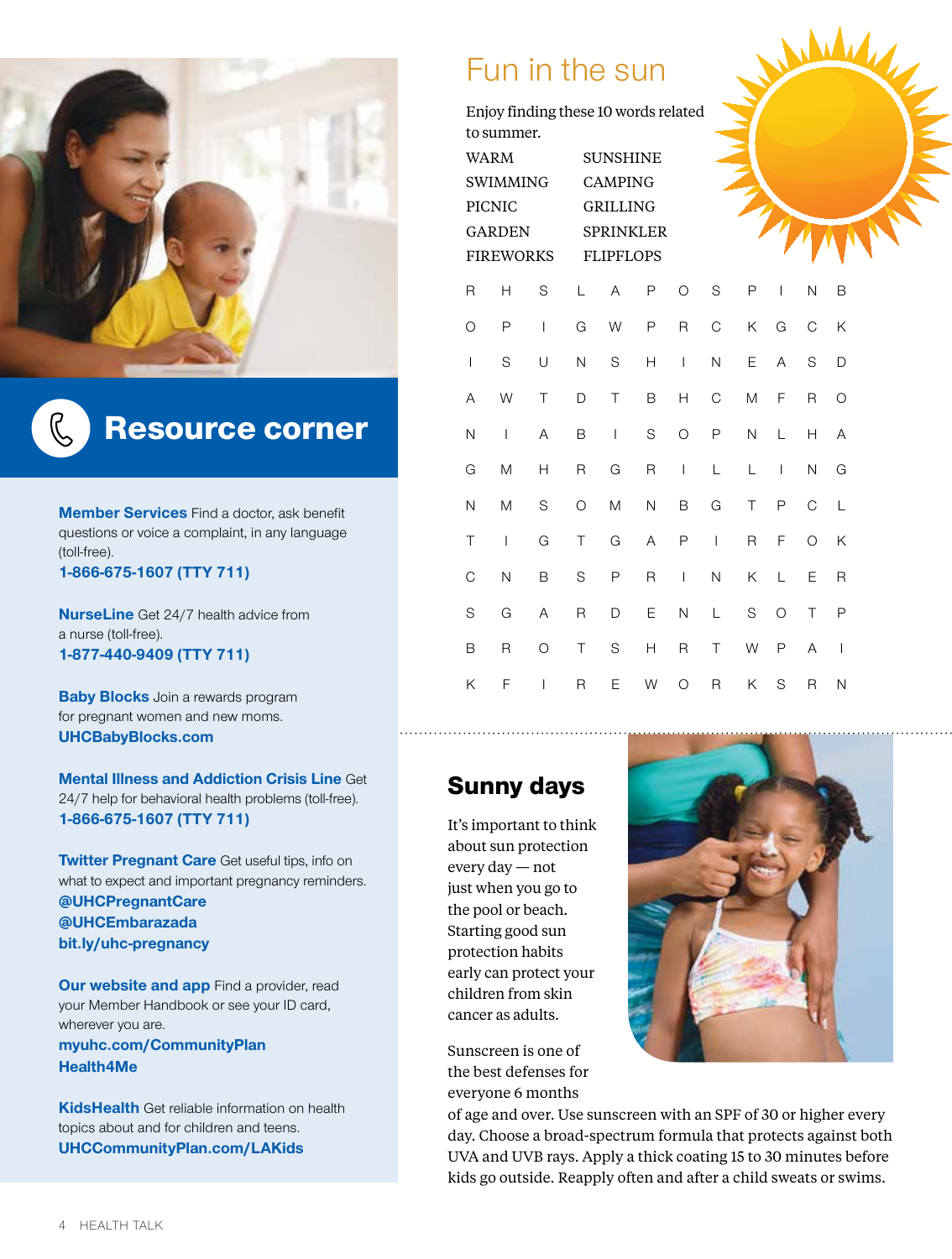## Resource corner

**Member Services** Find a doctor, ask benefit questions or voice a complaint, in any language (toll-free).
**1-866-675-1607 (TTY 711)**

**NurseLine** Get 24/7 health advice from a nurse (toll-free).
**1-877-440-9409 (TTY 711)**

**Baby Blocks** Join a rewards program for pregnant women and new moms.
**UHCBabyBlocks.com**

**Mental Illness and Addiction Crisis Line** Get 24/7 help for behavioral health problems (toll-free).
**1-866-675-1607 (TTY 711)**

**Twitter Pregnant Care** Get useful tips, info on what to expect and important pregnancy reminders.
**@UHCPregnantCare**
**@UHCEmbarazada**
**bit.ly/uhc-pregnancy**

**Our website and app** Find a provider, read your Member Handbook or see your ID card, wherever you are.
**myuhc.com/CommunityPlan**
**Health4Me**

**KidsHealth** Get reliable information on health topics about and for children and teens.
**UHCCommunityPlan.com/LAKids**

## Fun in the sun

Enjoy finding these 10 words related to summer.

| | |
|---|---|
| WARM | SUNSHINE |
| SWIMMING | CAMPING |
| PICNIC | GRILLING |
| GARDEN | SPRINKLER |
| FIREWORKS | FLIPFLOPS |

| | | | | | | | | | | | |
|---|---|---|---|---|---|---|---|---|---|---|---|
| R | H | S | L | A | P | O | S | P | I | N | B |
| O | P | I | G | W | P | R | C | K | G | C | K |
| I | S | U | N | S | H | I | N | E | A | S | D |
| A | W | T | D | T | B | H | C | M | F | R | O |
| N | I | A | B | I | S | O | P | N | L | H | A |
| G | M | H | R | G | R | I | L | L | I | N | G |
| N | M | S | O | M | N | B | G | T | P | C | L |
| T | I | G | T | G | A | P | I | R | F | O | K |
| C | N | B | S | P | R | I | N | K | L | E | R |
| S | G | A | R | D | E | N | L | S | O | T | P |
| B | R | O | T | S | H | R | T | W | P | A | I |
| K | F | I | R | E | W | O | R | K | S | R | N |

## Sunny days

It's important to think about sun protection every day — not just when you go to the pool or beach. Starting good sun protection habits early can protect your children from skin cancer as adults.

Sunscreen is one of the best defenses for everyone 6 months of age and over. Use sunscreen with an SPF of 30 or higher every day. Choose a broad-spectrum formula that protects against both UVA and UVB rays. Apply a thick coating 15 to 30 minutes before kids go outside. Reapply often and after a child sweats or swims.